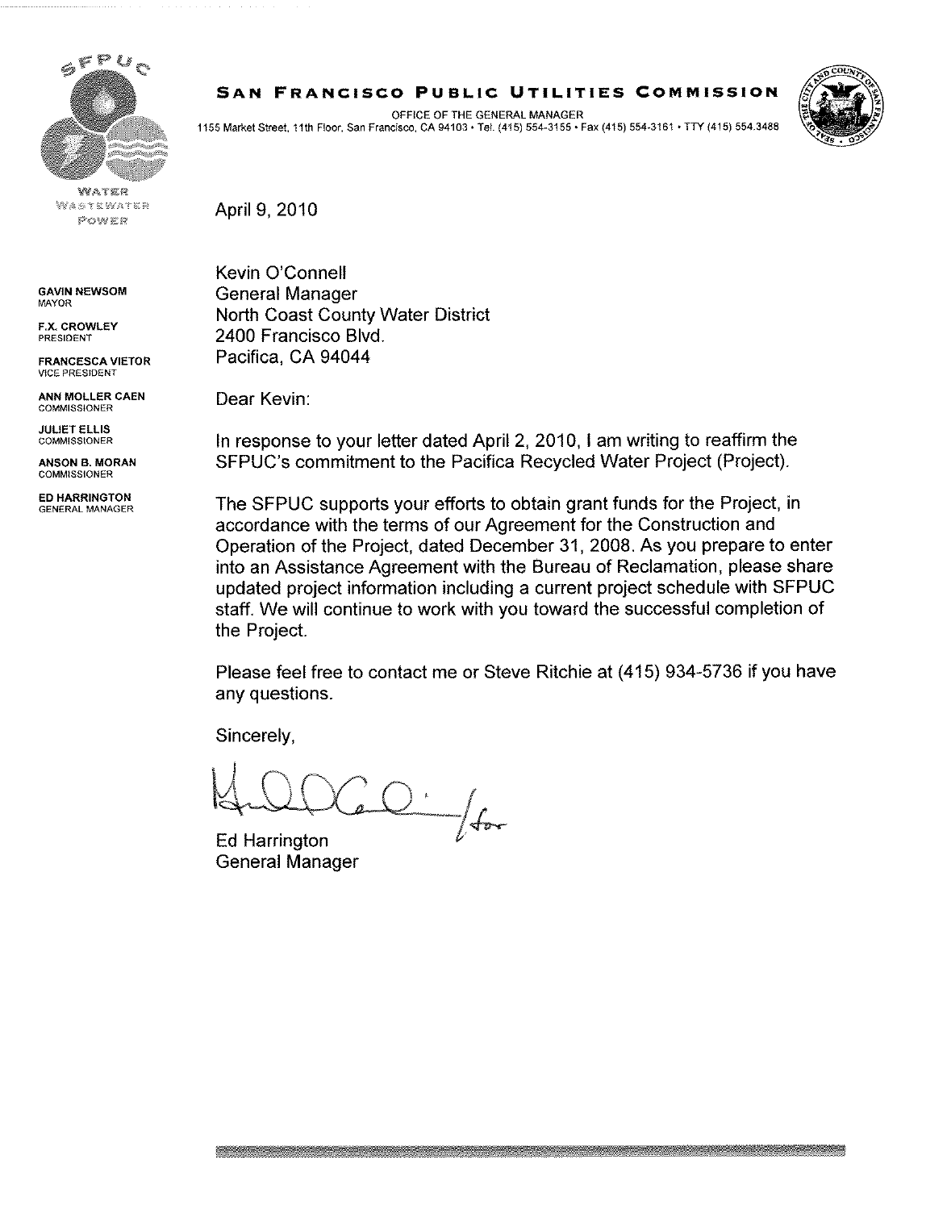# SAN FRANCISCO PUBLIC UTILITIES COMMISSION

OFFICE OF THE GENERAL MANAGER
1155 Market Street, 11th Floor, San Francisco, CA 94103 • Tel. (415) 554-3155 • Fax (415) 554-3161 • TTY (415) 554.3488

WATER
WASTEWATER
POWER

**GAVIN NEWSOM**
MAYOR

**F.X. CROWLEY**
PRESIDENT

**FRANCESCA VIETOR**
VICE PRESIDENT

**ANN MOLLER CAEN**
COMMISSIONER

**JULIET ELLIS**
COMMISSIONER

**ANSON B. MORAN**
COMMISSIONER

**ED HARRINGTON**
GENERAL MANAGER

April 9, 2010

Kevin O'Connell
General Manager
North Coast County Water District
2400 Francisco Blvd.
Pacifica, CA 94044

Dear Kevin:

In response to your letter dated April 2, 2010, I am writing to reaffirm the SFPUC's commitment to the Pacifica Recycled Water Project (Project).

The SFPUC supports your efforts to obtain grant funds for the Project, in accordance with the terms of our Agreement for the Construction and Operation of the Project, dated December 31, 2008. As you prepare to enter into an Assistance Agreement with the Bureau of Reclamation, please share updated project information including a current project schedule with SFPUC staff. We will continue to work with you toward the successful completion of the Project.

Please feel free to contact me or Steve Ritchie at (415) 934-5736 if you have any questions.

Sincerely,

/for

Ed Harrington
General Manager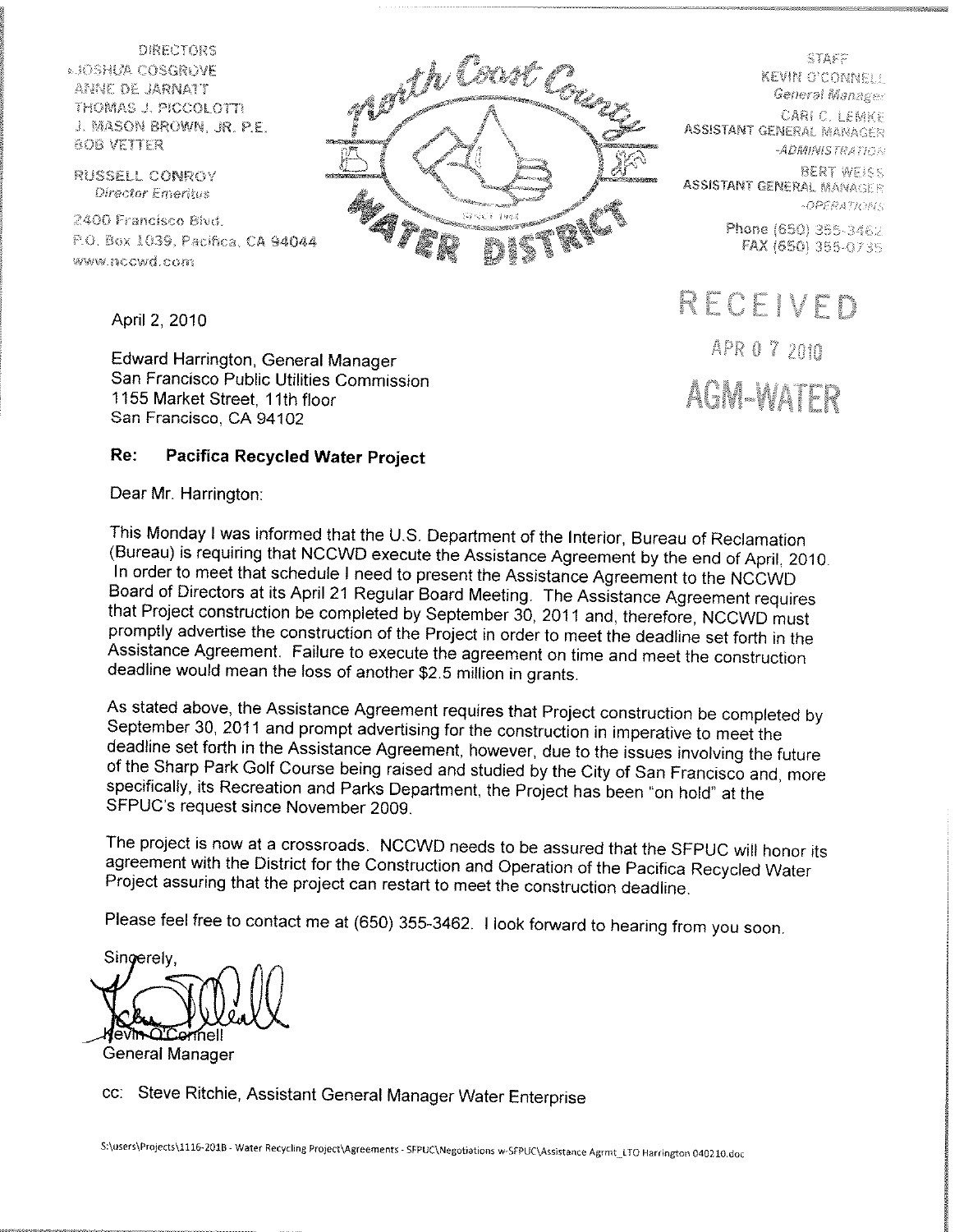DIRECTORS
JOSHUA COSGROVE
ANNE DE JARNATT
THOMAS J. PICCOLOTTI
J. MASON BROWN, JR. P.E.
BOB VETTER

RUSSELL CONROY
*Director Emeritus*

2400 Francisco Blvd.
P.O. Box 1039, Pacifica, CA 94044
www.nccwd.com

**North Coast County Water District**

STAFF
KEVIN O'CONNELL
*General Manager*
CARI C. LEMKE
ASSISTANT GENERAL MANAGER
*-ADMINISTRATION*
BERT WEISS
ASSISTANT GENERAL MANAGER
*-OPERATIONS*

Phone (650) 355-3462
FAX (650) 355-0735

RECEIVED
APR 07 2010
AGM-WATER

April 2, 2010

Edward Harrington, General Manager
San Francisco Public Utilities Commission
1155 Market Street, 11th floor
San Francisco, CA 94102

**Re: Pacifica Recycled Water Project**

Dear Mr. Harrington:

This Monday I was informed that the U.S. Department of the Interior, Bureau of Reclamation (Bureau) is requiring that NCCWD execute the Assistance Agreement by the end of April, 2010. In order to meet that schedule I need to present the Assistance Agreement to the NCCWD Board of Directors at its April 21 Regular Board Meeting. The Assistance Agreement requires that Project construction be completed by September 30, 2011 and, therefore, NCCWD must promptly advertise the construction of the Project in order to meet the deadline set forth in the Assistance Agreement. Failure to execute the agreement on time and meet the construction deadline would mean the loss of another $2.5 million in grants.

As stated above, the Assistance Agreement requires that Project construction be completed by September 30, 2011 and prompt advertising for the construction in imperative to meet the deadline set forth in the Assistance Agreement, however, due to the issues involving the future of the Sharp Park Golf Course being raised and studied by the City of San Francisco and, more specifically, its Recreation and Parks Department, the Project has been "on hold" at the SFPUC's request since November 2009.

The project is now at a crossroads. NCCWD needs to be assured that the SFPUC will honor its agreement with the District for the Construction and Operation of the Pacifica Recycled Water Project assuring that the project can restart to meet the construction deadline.

Please feel free to contact me at (650) 355-3462. I look forward to hearing from you soon.

Sincerely,

Kevin O'Connell
General Manager

cc: Steve Ritchie, Assistant General Manager Water Enterprise

S:\users\Projects\1116-201B - Water Recycling Project\Agreements - SFPUC\Negotiations w-SFPUC\Assistance Agrmt_LTO Harrington 040210.doc